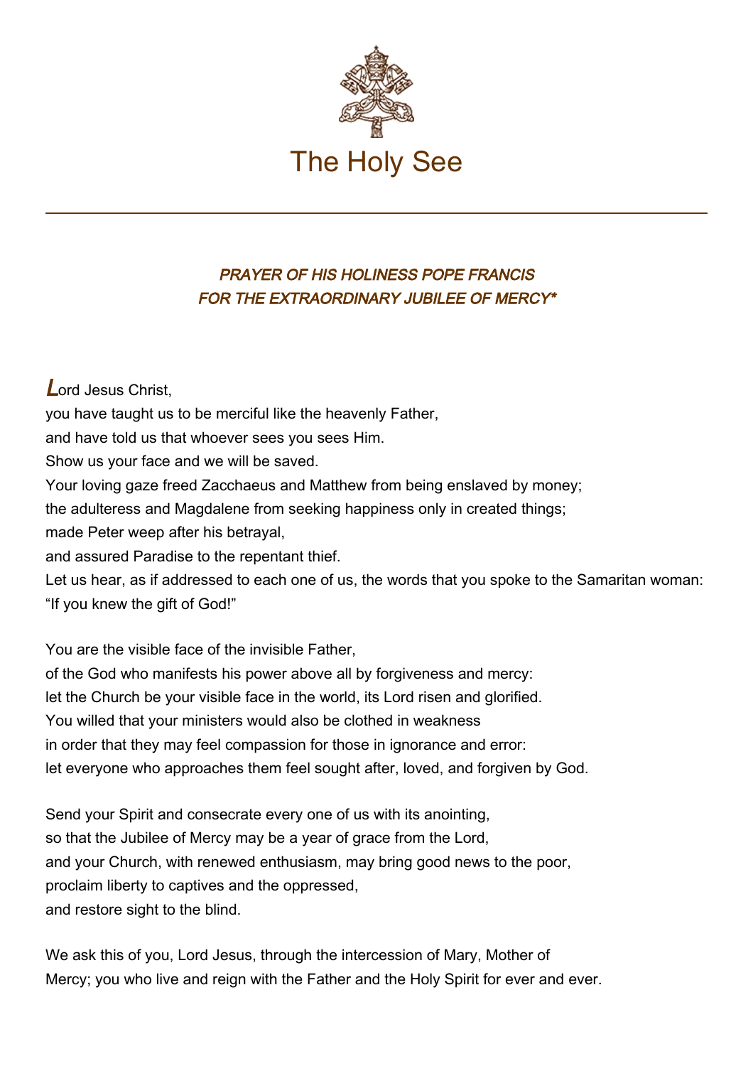The Holy See

### *PRAYER OF HIS HOLINESS POPE FRANCIS FOR THE EXTRAORDINARY JUBILEE OF MERCY*\**

Lord Jesus Christ,
you have taught us to be merciful like the heavenly Father,
and have told us that whoever sees you sees Him.
Show us your face and we will be saved.
Your loving gaze freed Zacchaeus and Matthew from being enslaved by money;
the adulteress and Magdalene from seeking happiness only in created things;
made Peter weep after his betrayal,
and assured Paradise to the repentant thief.
Let us hear, as if addressed to each one of us, the words that you spoke to the Samaritan woman:
"If you knew the gift of God!"

You are the visible face of the invisible Father,
of the God who manifests his power above all by forgiveness and mercy:
let the Church be your visible face in the world, its Lord risen and glorified.
You willed that your ministers would also be clothed in weakness
in order that they may feel compassion for those in ignorance and error:
let everyone who approaches them feel sought after, loved, and forgiven by God.

Send your Spirit and consecrate every one of us with its anointing,
so that the Jubilee of Mercy may be a year of grace from the Lord,
and your Church, with renewed enthusiasm, may bring good news to the poor,
proclaim liberty to captives and the oppressed,
and restore sight to the blind.

We ask this of you, Lord Jesus, through the intercession of Mary, Mother of Mercy; you who live and reign with the Father and the Holy Spirit for ever and ever.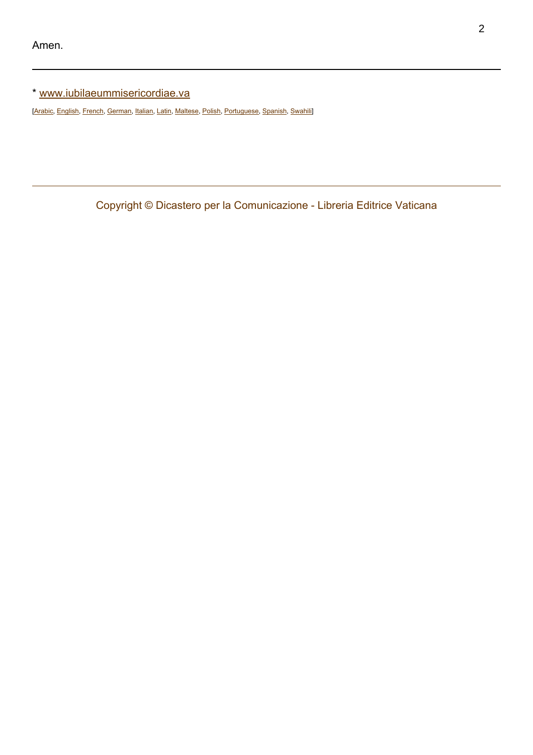Amen.

---

* www.iubilaeummisericordiae.va

[Arabic, English, French, German, Italian, Latin, Maltese, Polish, Portuguese, Spanish, Swahili]

---

Copyright © Dicastero per la Comunicazione - Libreria Editrice Vaticana